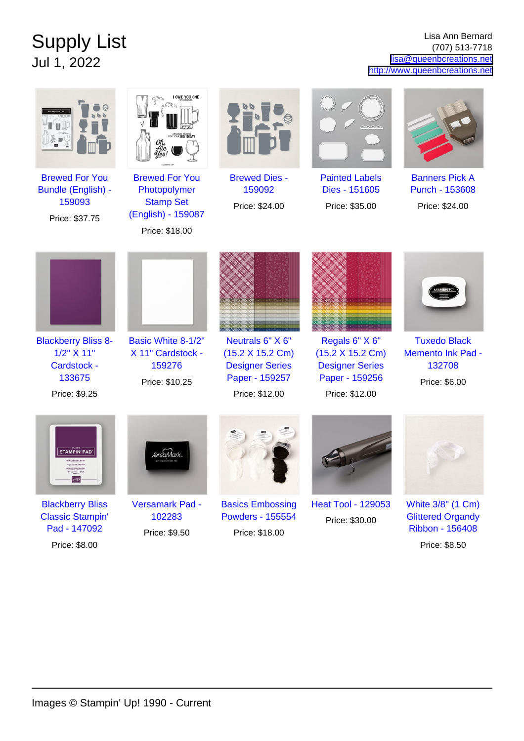# Supply List

Jul 1, 2022

Lisa Ann Bernard
(707) 513-7718
lisa@queenbcreations.net
http://www.queenbcreations.net

Brewed For You Bundle (English) - 159093
Price: $37.75

Brewed For You Photopolymer Stamp Set (English) - 159087
Price: $18.00

Brewed Dies - 159092
Price: $24.00

Painted Labels Dies - 151605
Price: $35.00

Banners Pick A Punch - 153608
Price: $24.00

Blackberry Bliss 8-1/2" X 11" Cardstock - 133675
Price: $9.25

Basic White 8-1/2" X 11" Cardstock - 159276
Price: $10.25

Neutrals 6" X 6" (15.2 X 15.2 Cm) Designer Series Paper - 159257
Price: $12.00

Regals 6" X 6" (15.2 X 15.2 Cm) Designer Series Paper - 159256
Price: $12.00

Tuxedo Black Memento Ink Pad - 132708
Price: $6.00

Blackberry Bliss Classic Stampin' Pad - 147092
Price: $8.00

Versamark Pad - 102283
Price: $9.50

Basics Embossing Powders - 155554
Price: $18.00

Heat Tool - 129053
Price: $30.00

White 3/8" (1 Cm) Glittered Organdy Ribbon - 156408
Price: $8.50

Images © Stampin' Up! 1990 - Current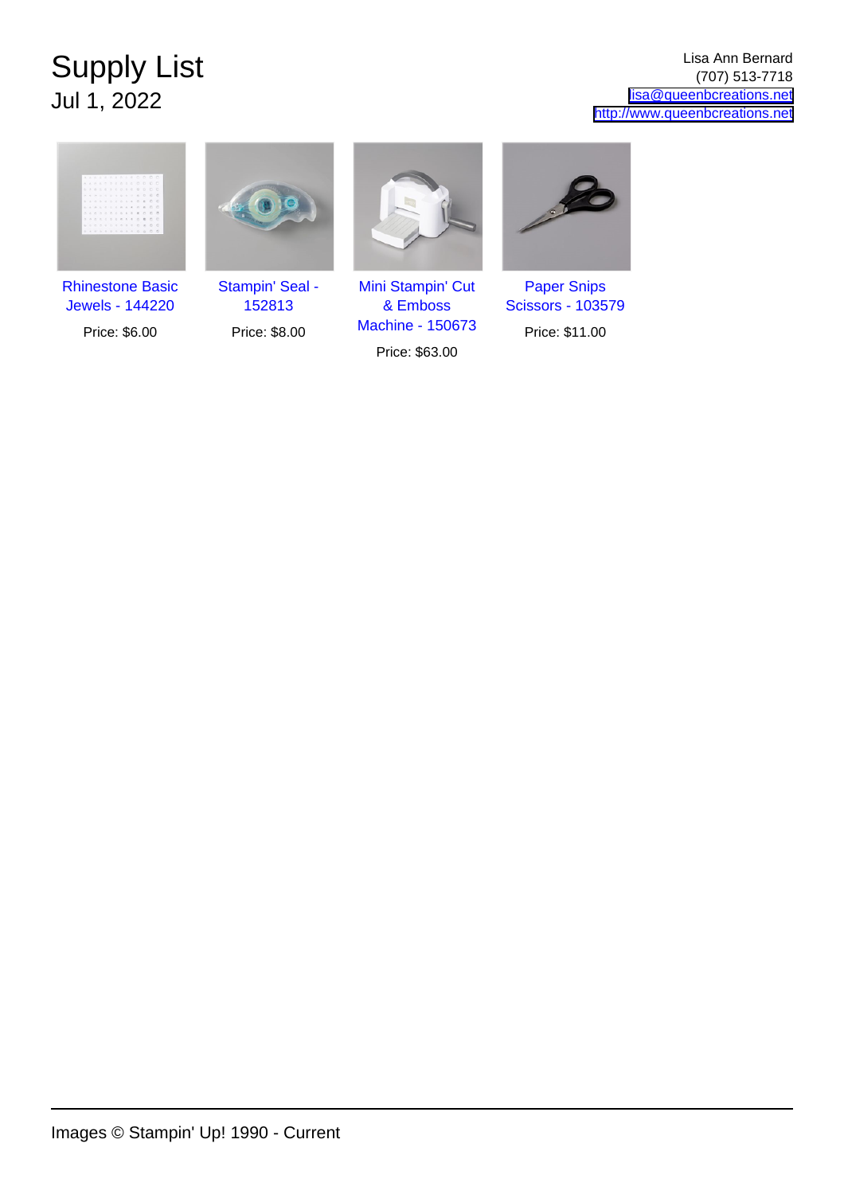# Supply List

Jul 1, 2022

Lisa Ann Bernard
(707) 513-7718
lisa@queenbcreations.net
http://www.queenbcreations.net

Rhinestone Basic Jewels - 144220
Price: $6.00

Stampin' Seal - 152813
Price: $8.00

Mini Stampin' Cut & Emboss Machine - 150673
Price: $63.00

Paper Snips Scissors - 103579
Price: $11.00

Images © Stampin' Up! 1990 - Current